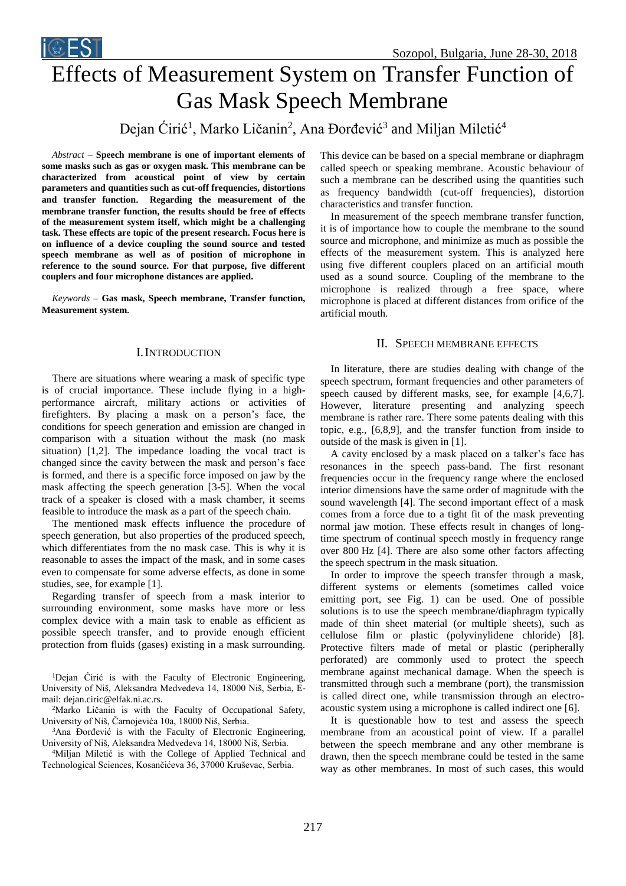# Effects of Measurement System on Transfer Function of Gas Mask Speech Membrane

Dejan Ćirić[1], Marko Ličanin[2], Ana Đorđević[3] and Miljan Miletić[4]

*Abstract* – **Speech membrane is one of important elements of some masks such as gas or oxygen mask. This membrane can be characterized from acoustical point of view by certain parameters and quantities such as cut-off frequencies, distortions and transfer function. Regarding the measurement of the membrane transfer function, the results should be free of effects of the measurement system itself, which might be a challenging task. These effects are topic of the present research. Focus here is on influence of a device coupling the sound source and tested speech membrane as well as of position of microphone in reference to the sound source. For that purpose, five different couplers and four microphone distances are applied.**

*Keywords* – **Gas mask, Speech membrane, Transfer function, Measurement system.**

## I. Introduction

There are situations where wearing a mask of specific type is of crucial importance. These include flying in a high-performance aircraft, military actions or activities of firefighters. By placing a mask on a person's face, the conditions for speech generation and emission are changed in comparison with a situation without the mask (no mask situation) [1,2]. The impedance loading the vocal tract is changed since the cavity between the mask and person's face is formed, and there is a specific force imposed on jaw by the mask affecting the speech generation [3-5]. When the vocal track of a speaker is closed with a mask chamber, it seems feasible to introduce the mask as a part of the speech chain.

The mentioned mask effects influence the procedure of speech generation, but also properties of the produced speech, which differentiates from the no mask case. This is why it is reasonable to asses the impact of the mask, and in some cases even to compensate for some adverse effects, as done in some studies, see, for example [1].

Regarding transfer of speech from a mask interior to surrounding environment, some masks have more or less complex device with a main task to enable as efficient as possible speech transfer, and to provide enough efficient protection from fluids (gases) existing in a mask surrounding. This device can be based on a special membrane or diaphragm called speech or speaking membrane. Acoustic behaviour of such a membrane can be described using the quantities such as frequency bandwidth (cut-off frequencies), distortion characteristics and transfer function.

In measurement of the speech membrane transfer function, it is of importance how to couple the membrane to the sound source and microphone, and minimize as much as possible the effects of the measurement system. This is analyzed here using five different couplers placed on an artificial mouth used as a sound source. Coupling of the membrane to the microphone is realized through a free space, where microphone is placed at different distances from orifice of the artificial mouth.

[1]Dejan Ćirić is with the Faculty of Electronic Engineering, University of Niš, Aleksandra Medvedeva 14, 18000 Niš, Serbia, E-mail: dejan.ciric@elfak.ni.ac.rs.

[2]Marko Ličanin is with the Faculty of Occupational Safety, University of Niš, Čarnojevića 10a, 18000 Niš, Serbia.

[3]Ana Đorđević is with the Faculty of Electronic Engineering, University of Niš, Aleksandra Medvedeva 14, 18000 Niš, Serbia.

[4]Miljan Miletić is with the College of Applied Technical and Technological Sciences, Kosančićeva 36, 37000 Kruševac, Serbia.

## II. Speech Membrane Effects

In literature, there are studies dealing with change of the speech spectrum, formant frequencies and other parameters of speech caused by different masks, see, for example [4,6,7]. However, literature presenting and analyzing speech membrane is rather rare. There some patents dealing with this topic, e.g., [6,8,9], and the transfer function from inside to outside of the mask is given in [1].

A cavity enclosed by a mask placed on a talker's face has resonances in the speech pass-band. The first resonant frequencies occur in the frequency range where the enclosed interior dimensions have the same order of magnitude with the sound wavelength [4]. The second important effect of a mask comes from a force due to a tight fit of the mask preventing normal jaw motion. These effects result in changes of long-time spectrum of continual speech mostly in frequency range over 800 Hz [4]. There are also some other factors affecting the speech spectrum in the mask situation.

In order to improve the speech transfer through a mask, different systems or elements (sometimes called voice emitting port, see Fig. 1) can be used. One of possible solutions is to use the speech membrane/diaphragm typically made of thin sheet material (or multiple sheets), such as cellulose film or plastic (polyvinylidene chloride) [8]. Protective filters made of metal or plastic (peripherally perforated) are commonly used to protect the speech membrane against mechanical damage. When the speech is transmitted through such a membrane (port), the transmission is called direct one, while transmission through an electro-acoustic system using a microphone is called indirect one [6].

It is questionable how to test and assess the speech membrane from an acoustical point of view. If a parallel between the speech membrane and any other membrane is drawn, then the speech membrane could be tested in the same way as other membranes. In most of such cases, this would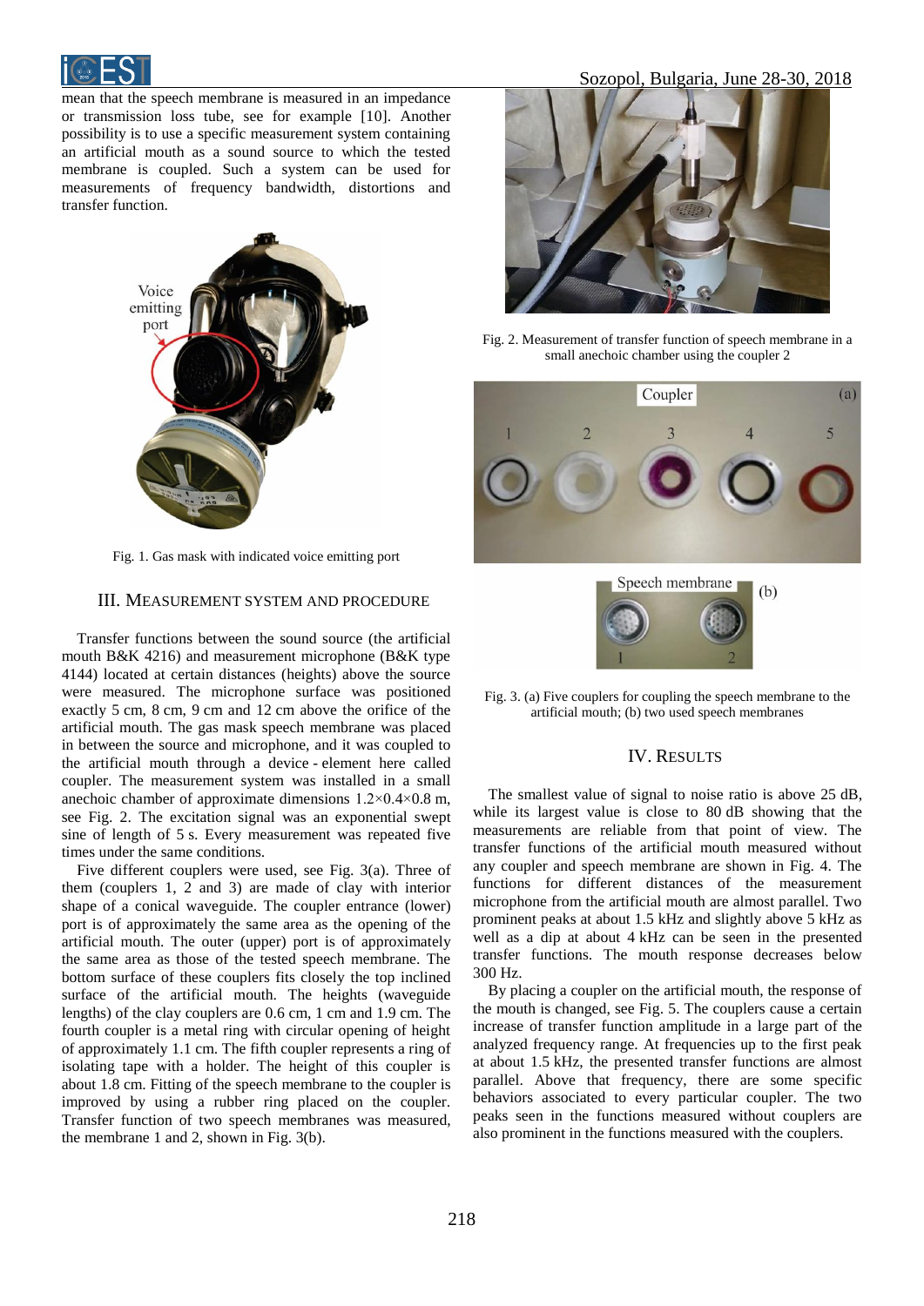mean that the speech membrane is measured in an impedance or transmission loss tube, see for example [10]. Another possibility is to use a specific measurement system containing an artificial mouth as a sound source to which the tested membrane is coupled. Such a system can be used for measurements of frequency bandwidth, distortions and transfer function.

Fig. 1. Gas mask with indicated voice emitting port

## III. Measurement System and Procedure

Transfer functions between the sound source (the artificial mouth B&K 4216) and measurement microphone (B&K type 4144) located at certain distances (heights) above the source were measured. The microphone surface was positioned exactly 5 cm, 8 cm, 9 cm and 12 cm above the orifice of the artificial mouth. The gas mask speech membrane was placed in between the source and microphone, and it was coupled to the artificial mouth through a device - element here called coupler. The measurement system was installed in a small anechoic chamber of approximate dimensions 1.2×0.4×0.8 m, see Fig. 2. The excitation signal was an exponential swept sine of length of 5 s. Every measurement was repeated five times under the same conditions.

Five different couplers were used, see Fig. 3(a). Three of them (couplers 1, 2 and 3) are made of clay with interior shape of a conical waveguide. The coupler entrance (lower) port is of approximately the same area as the opening of the artificial mouth. The outer (upper) port is of approximately the same area as those of the tested speech membrane. The bottom surface of these couplers fits closely the top inclined surface of the artificial mouth. The heights (waveguide lengths) of the clay couplers are 0.6 cm, 1 cm and 1.9 cm. The fourth coupler is a metal ring with circular opening of height of approximately 1.1 cm. The fifth coupler represents a ring of isolating tape with a holder. The height of this coupler is about 1.8 cm. Fitting of the speech membrane to the coupler is improved by using a rubber ring placed on the coupler. Transfer function of two speech membranes was measured, the membrane 1 and 2, shown in Fig. 3(b).

Fig. 2. Measurement of transfer function of speech membrane in a small anechoic chamber using the coupler 2

Fig. 3. (a) Five couplers for coupling the speech membrane to the artificial mouth; (b) two used speech membranes

## IV. Results

The smallest value of signal to noise ratio is above 25 dB, while its largest value is close to 80 dB showing that the measurements are reliable from that point of view. The transfer functions of the artificial mouth measured without any coupler and speech membrane are shown in Fig. 4. The functions for different distances of the measurement microphone from the artificial mouth are almost parallel. Two prominent peaks at about 1.5 kHz and slightly above 5 kHz as well as a dip at about 4 kHz can be seen in the presented transfer functions. The mouth response decreases below 300 Hz.

By placing a coupler on the artificial mouth, the response of the mouth is changed, see Fig. 5. The couplers cause a certain increase of transfer function amplitude in a large part of the analyzed frequency range. At frequencies up to the first peak at about 1.5 kHz, the presented transfer functions are almost parallel. Above that frequency, there are some specific behaviors associated to every particular coupler. The two peaks seen in the functions measured without couplers are also prominent in the functions measured with the couplers.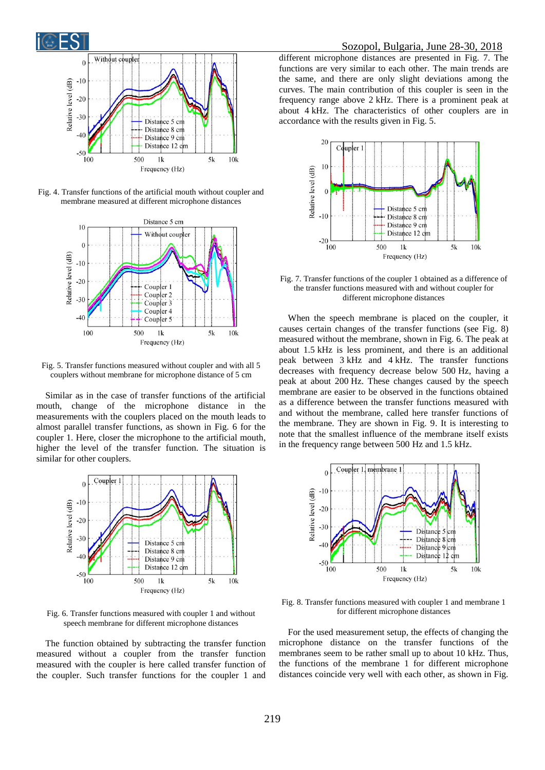Fig. 4. Transfer functions of the artificial mouth without coupler and membrane measured at different microphone distances

Fig. 5. Transfer functions measured without coupler and with all 5 couplers without membrane for microphone distance of 5 cm

Similar as in the case of transfer functions of the artificial mouth, change of the microphone distance in the measurements with the couplers placed on the mouth leads to almost parallel transfer functions, as shown in Fig. 6 for the coupler 1. Here, closer the microphone to the artificial mouth, higher the level of the transfer function. The situation is similar for other couplers.

Fig. 6. Transfer functions measured with coupler 1 and without speech membrane for different microphone distances

The function obtained by subtracting the transfer function measured without a coupler from the transfer function measured with the coupler is here called transfer function of the coupler. Such transfer functions for the coupler 1 and different microphone distances are presented in Fig. 7. The functions are very similar to each other. The main trends are the same, and there are only slight deviations among the curves. The main contribution of this coupler is seen in the frequency range above 2 kHz. There is a prominent peak at about 4 kHz. The characteristics of other couplers are in accordance with the results given in Fig. 5.

Fig. 7. Transfer functions of the coupler 1 obtained as a difference of the transfer functions measured with and without coupler for different microphone distances

When the speech membrane is placed on the coupler, it causes certain changes of the transfer functions (see Fig. 8) measured without the membrane, shown in Fig. 6. The peak at about 1.5 kHz is less prominent, and there is an additional peak between 3 kHz and 4 kHz. The transfer functions decreases with frequency decrease below 500 Hz, having a peak at about 200 Hz. These changes caused by the speech membrane are easier to be observed in the functions obtained as a difference between the transfer functions measured with and without the membrane, called here transfer functions of the membrane. They are shown in Fig. 9. It is interesting to note that the smallest influence of the membrane itself exists in the frequency range between 500 Hz and 1.5 kHz.

Fig. 8. Transfer functions measured with coupler 1 and membrane 1 for different microphone distances

For the used measurement setup, the effects of changing the microphone distance on the transfer functions of the membranes seem to be rather small up to about 10 kHz. Thus, the functions of the membrane 1 for different microphone distances coincide very well with each other, as shown in Fig.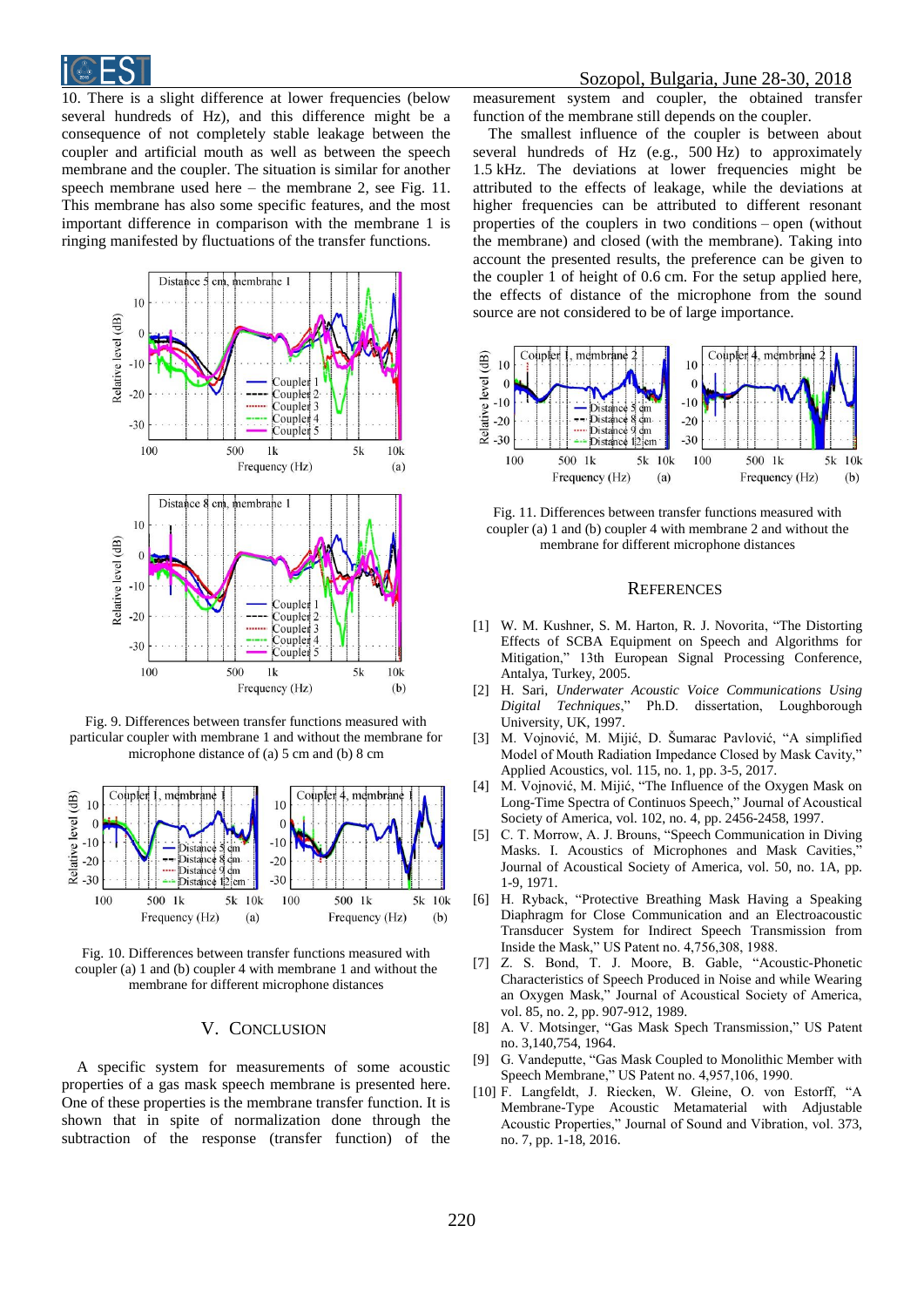10. There is a slight difference at lower frequencies (below several hundreds of Hz), and this difference might be a consequence of not completely stable leakage between the coupler and artificial mouth as well as between the speech membrane and the coupler. The situation is similar for another speech membrane used here – the membrane 2, see Fig. 11. This membrane has also some specific features, and the most important difference in comparison with the membrane 1 is ringing manifested by fluctuations of the transfer functions.

Distance 5 cm, membrane 1
Relative level (dB)
10
0
-10
-20
-30
Coupler 1
Coupler 2
Coupler 3
Coupler 4
Coupler 5
100 500 1k 5k 10k
Frequency (Hz)
(a)

Distance 8 cm, membrane 1
Relative level (dB)
10
0
-10
-20
-30
Coupler 1
Coupler 2
Coupler 3
Coupler 4
Coupler 5
100 500 1k 5k 10k
Frequency (Hz)
(b)

Fig. 9. Differences between transfer functions measured with particular coupler with membrane 1 and without the membrane for microphone distance of (a) 5 cm and (b) 8 cm

Coupler 1, membrane 1
Coupler 4, membrane 1
Relative level (dB)
10
0
-10
-20
-30
Distance 5 cm
Distance 8 cm
Distance 9 cm
Distance 12 cm
100 500 1k 5k 10k
Frequency (Hz)
(a)
(b)

Fig. 10. Differences between transfer functions measured with coupler (a) 1 and (b) coupler 4 with membrane 1 and without the membrane for different microphone distances

## V. Conclusion

A specific system for measurements of some acoustic properties of a gas mask speech membrane is presented here. One of these properties is the membrane transfer function. It is shown that in spite of normalization done through the subtraction of the response (transfer function) of the measurement system and coupler, the obtained transfer function of the membrane still depends on the coupler.

The smallest influence of the coupler is between about several hundreds of Hz (e.g., 500 Hz) to approximately 1.5 kHz. The deviations at lower frequencies might be attributed to the effects of leakage, while the deviations at higher frequencies can be attributed to different resonant properties of the couplers in two conditions – open (without the membrane) and closed (with the membrane). Taking into account the presented results, the preference can be given to the coupler 1 of height of 0.6 cm. For the setup applied here, the effects of distance of the microphone from the sound source are not considered to be of large importance.

Coupler 1, membrane 2
Coupler 4, membrane 2
Relative level (dB)
10
0
-10
-20
-30
Distance 5 cm
Distance 8 cm
Distance 9 cm
Distance 12 cm
100 500 1k 5k 10k
Frequency (Hz)
(a)
(b)

Fig. 11. Differences between transfer functions measured with coupler (a) 1 and (b) coupler 4 with membrane 2 and without the membrane for different microphone distances

## References

[1] W. M. Kushner, S. M. Harton, R. J. Novorita, "The Distorting Effects of SCBA Equipment on Speech and Algorithms for Mitigation," 13th European Signal Processing Conference, Antalya, Turkey, 2005.

[2] H. Sari, *Underwater Acoustic Voice Communications Using Digital Techniques*," Ph.D. dissertation, Loughborough University, UK, 1997.

[3] M. Vojnović, M. Mijić, D. Šumarac Pavlović, "A simplified Model of Mouth Radiation Impedance Closed by Mask Cavity," Applied Acoustics, vol. 115, no. 1, pp. 3-5, 2017.

[4] M. Vojnović, M. Mijić, "The Influence of the Oxygen Mask on Long-Time Spectra of Continuos Speech," Journal of Acoustical Society of America, vol. 102, no. 4, pp. 2456-2458, 1997.

[5] C. T. Morrow, A. J. Brouns, "Speech Communication in Diving Masks. I. Acoustics of Microphones and Mask Cavities," Journal of Acoustical Society of America, vol. 50, no. 1A, pp. 1-9, 1971.

[6] H. Ryback, "Protective Breathing Mask Having a Speaking Diaphragm for Close Communication and an Electroacoustic Transducer System for Indirect Speech Transmission from Inside the Mask," US Patent no. 4,756,308, 1988.

[7] Z. S. Bond, T. J. Moore, B. Gable, "Acoustic-Phonetic Characteristics of Speech Produced in Noise and while Wearing an Oxygen Mask," Journal of Acoustical Society of America, vol. 85, no. 2, pp. 907-912, 1989.

[8] A. V. Motsinger, "Gas Mask Speech Transmission," US Patent no. 3,140,754, 1964.

[9] G. Vandeputte, "Gas Mask Coupled to Monolithic Member with Speech Membrane," US Patent no. 4,957,106, 1990.

[10] F. Langfeldt, J. Riecken, W. Gleine, O. von Estorff, "A Membrane-Type Acoustic Metamaterial with Adjustable Acoustic Properties," Journal of Sound and Vibration, vol. 373, no. 7, pp. 1-18, 2016.